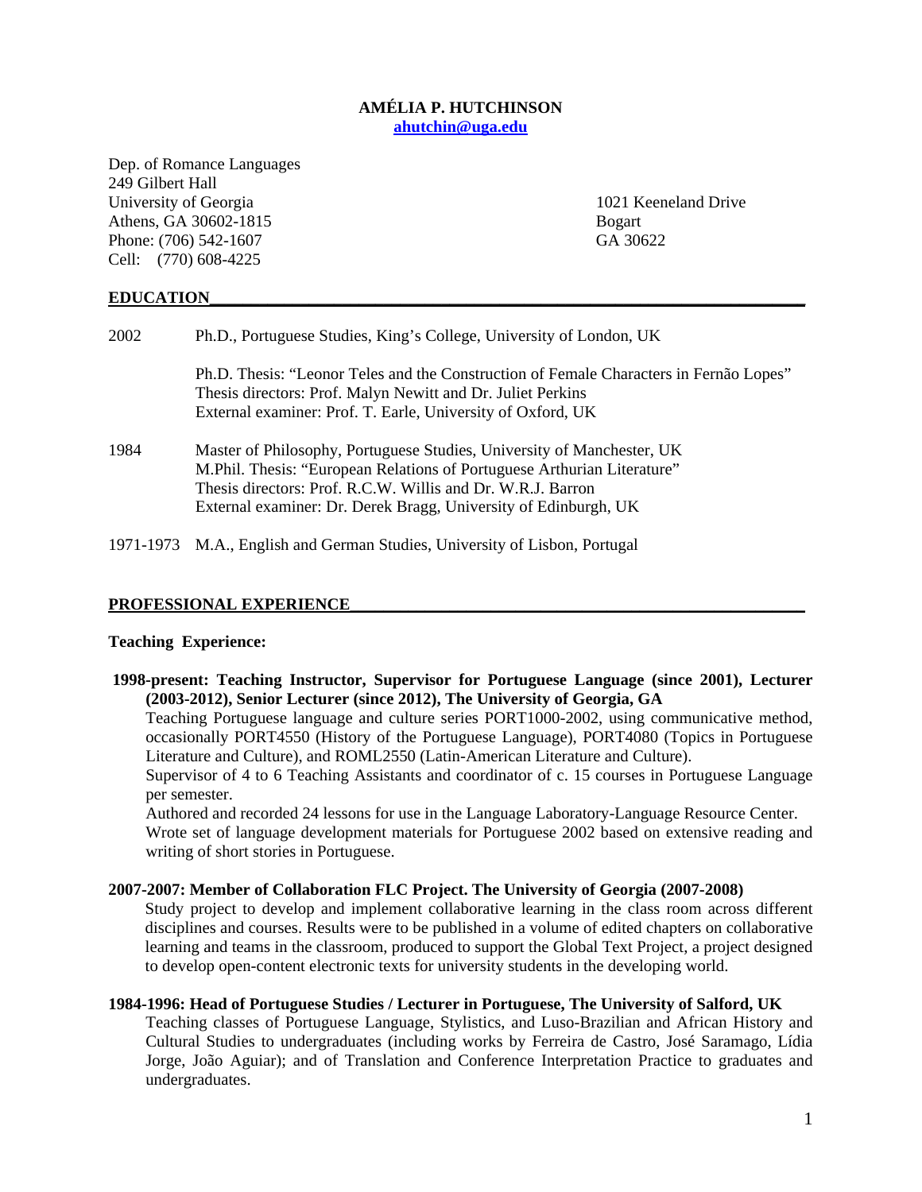# AMÉLIA P. HUTCHINSON

ahutchin@uga.edu

Dep. of Romance Languages
249 Gilbert Hall
University of Georgia
Athens, GA 30602-1815
Phone: (706) 542-1607
Cell: (770) 608-4225

1021 Keeneland Drive
Bogart
GA 30622

## EDUCATION

2002 Ph.D., Portuguese Studies, King's College, University of London, UK

Ph.D. Thesis: "Leonor Teles and the Construction of Female Characters in Fernão Lopes"
Thesis directors: Prof. Malyn Newitt and Dr. Juliet Perkins
External examiner: Prof. T. Earle, University of Oxford, UK

1984 Master of Philosophy, Portuguese Studies, University of Manchester, UK
M.Phil. Thesis: "European Relations of Portuguese Arthurian Literature"
Thesis directors: Prof. R.C.W. Willis and Dr. W.R.J. Barron
External examiner: Dr. Derek Bragg, University of Edinburgh, UK

1971-1973 M.A., English and German Studies, University of Lisbon, Portugal

## PROFESSIONAL EXPERIENCE

### Teaching Experience:

**1998-present: Teaching Instructor, Supervisor for Portuguese Language (since 2001), Lecturer (2003-2012), Senior Lecturer (since 2012), The University of Georgia, GA**

Teaching Portuguese language and culture series PORT1000-2002, using communicative method, occasionally PORT4550 (History of the Portuguese Language), PORT4080 (Topics in Portuguese Literature and Culture), and ROML2550 (Latin-American Literature and Culture).

Supervisor of 4 to 6 Teaching Assistants and coordinator of c. 15 courses in Portuguese Language per semester.

Authored and recorded 24 lessons for use in the Language Laboratory-Language Resource Center.

Wrote set of language development materials for Portuguese 2002 based on extensive reading and writing of short stories in Portuguese.

**2007-2007: Member of Collaboration FLC Project. The University of Georgia (2007-2008)**

Study project to develop and implement collaborative learning in the class room across different disciplines and courses. Results were to be published in a volume of edited chapters on collaborative learning and teams in the classroom, produced to support the Global Text Project, a project designed to develop open-content electronic texts for university students in the developing world.

**1984-1996: Head of Portuguese Studies / Lecturer in Portuguese, The University of Salford, UK**

Teaching classes of Portuguese Language, Stylistics, and Luso-Brazilian and African History and Cultural Studies to undergraduates (including works by Ferreira de Castro, José Saramago, Lídia Jorge, João Aguiar); and of Translation and Conference Interpretation Practice to graduates and undergraduates.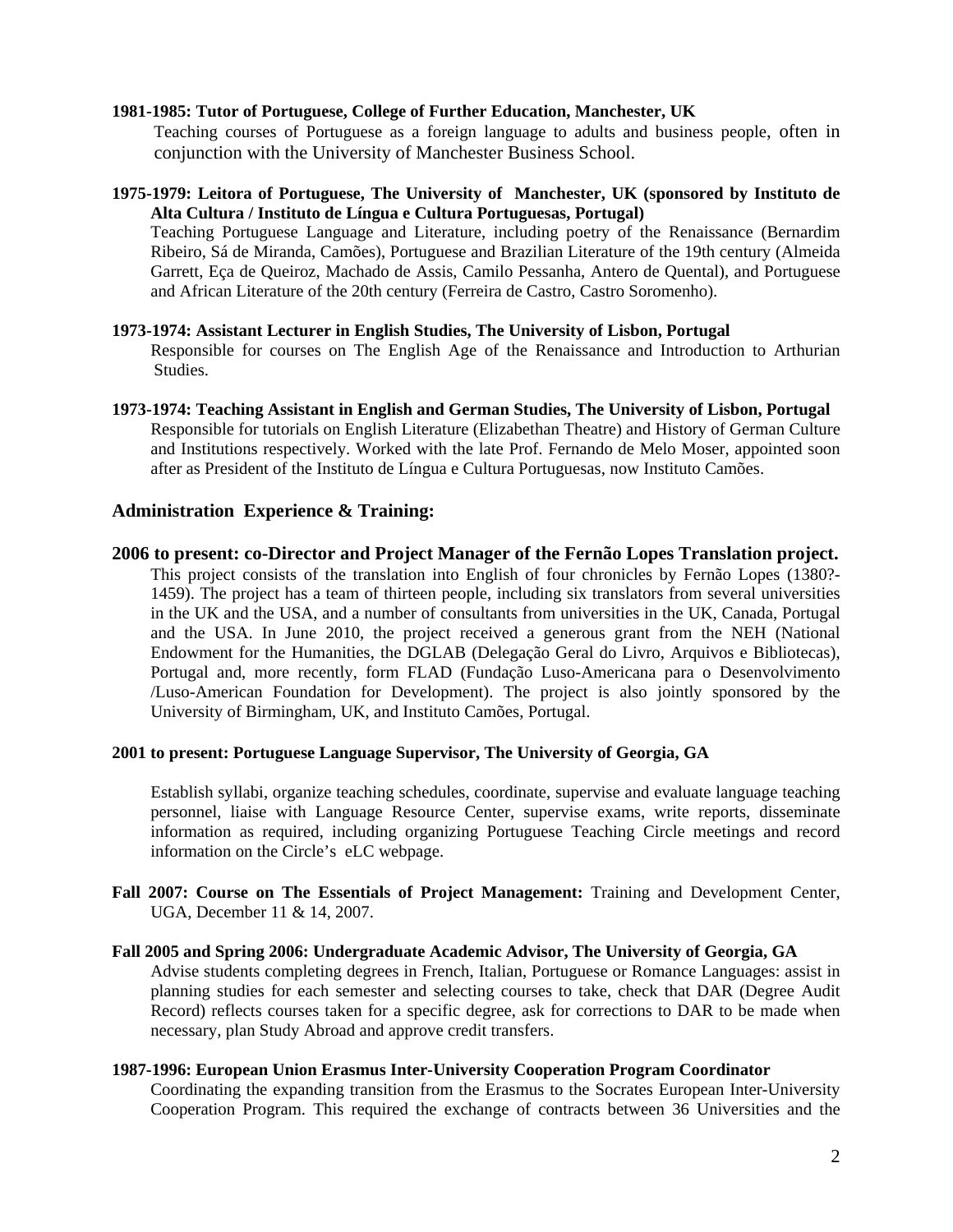**1981-1985: Tutor of Portuguese, College of Further Education, Manchester, UK**

Teaching courses of Portuguese as a foreign language to adults and business people, often in conjunction with the University of Manchester Business School.

**1975-1979: Leitora of Portuguese, The University of Manchester, UK (sponsored by Instituto de Alta Cultura / Instituto de Língua e Cultura Portuguesas, Portugal)**

Teaching Portuguese Language and Literature, including poetry of the Renaissance (Bernardim Ribeiro, Sá de Miranda, Camões), Portuguese and Brazilian Literature of the 19th century (Almeida Garrett, Eça de Queiroz, Machado de Assis, Camilo Pessanha, Antero de Quental), and Portuguese and African Literature of the 20th century (Ferreira de Castro, Castro Soromenho).

**1973-1974: Assistant Lecturer in English Studies, The University of Lisbon, Portugal**

Responsible for courses on The English Age of the Renaissance and Introduction to Arthurian Studies.

**1973-1974: Teaching Assistant in English and German Studies, The University of Lisbon, Portugal**

Responsible for tutorials on English Literature (Elizabethan Theatre) and History of German Culture and Institutions respectively. Worked with the late Prof. Fernando de Melo Moser, appointed soon after as President of the Instituto de Língua e Cultura Portuguesas, now Instituto Camões.

## Administration Experience & Training:

**2006 to present: co-Director and Project Manager of the Fernão Lopes Translation project.**

This project consists of the translation into English of four chronicles by Fernão Lopes (1380?-1459). The project has a team of thirteen people, including six translators from several universities in the UK and the USA, and a number of consultants from universities in the UK, Canada, Portugal and the USA. In June 2010, the project received a generous grant from the NEH (National Endowment for the Humanities, the DGLAB (Delegação Geral do Livro, Arquivos e Bibliotecas), Portugal and, more recently, form FLAD (Fundação Luso-Americana para o Desenvolvimento /Luso-American Foundation for Development). The project is also jointly sponsored by the University of Birmingham, UK, and Instituto Camões, Portugal.

**2001 to present: Portuguese Language Supervisor, The University of Georgia, GA**

Establish syllabi, organize teaching schedules, coordinate, supervise and evaluate language teaching personnel, liaise with Language Resource Center, supervise exams, write reports, disseminate information as required, including organizing Portuguese Teaching Circle meetings and record information on the Circle's eLC webpage.

**Fall 2007: Course on The Essentials of Project Management:** Training and Development Center, UGA, December 11 & 14, 2007.

**Fall 2005 and Spring 2006: Undergraduate Academic Advisor, The University of Georgia, GA**

Advise students completing degrees in French, Italian, Portuguese or Romance Languages: assist in planning studies for each semester and selecting courses to take, check that DAR (Degree Audit Record) reflects courses taken for a specific degree, ask for corrections to DAR to be made when necessary, plan Study Abroad and approve credit transfers.

**1987-1996: European Union Erasmus Inter-University Cooperation Program Coordinator**

Coordinating the expanding transition from the Erasmus to the Socrates European Inter-University Cooperation Program. This required the exchange of contracts between 36 Universities and the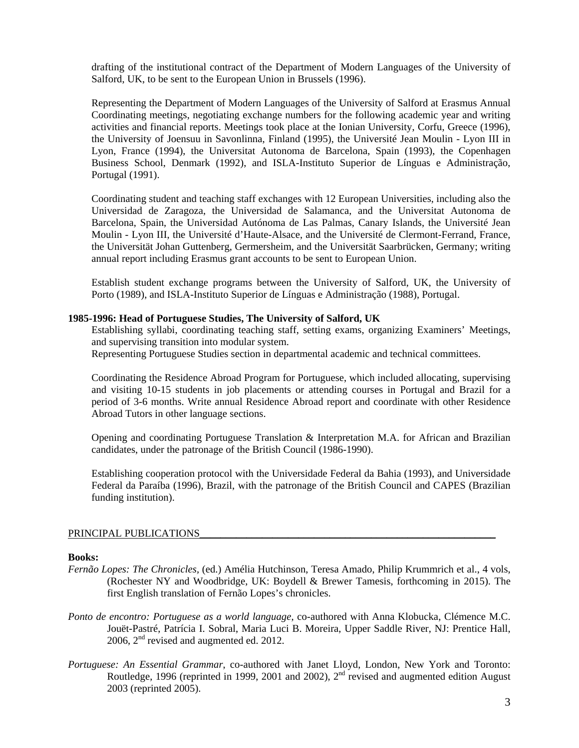drafting of the institutional contract of the Department of Modern Languages of the University of Salford, UK, to be sent to the European Union in Brussels (1996).

Representing the Department of Modern Languages of the University of Salford at Erasmus Annual Coordinating meetings, negotiating exchange numbers for the following academic year and writing activities and financial reports. Meetings took place at the Ionian University, Corfu, Greece (1996), the University of Joensuu in Savonlinna, Finland (1995), the Université Jean Moulin - Lyon III in Lyon, France (1994), the Universitat Autonoma de Barcelona, Spain (1993), the Copenhagen Business School, Denmark (1992), and ISLA-Instituto Superior de Línguas e Administração, Portugal (1991).

Coordinating student and teaching staff exchanges with 12 European Universities, including also the Universidad de Zaragoza, the Universidad de Salamanca, and the Universitat Autonoma de Barcelona, Spain, the Universidad Autónoma de Las Palmas, Canary Islands, the Université Jean Moulin - Lyon III, the Université d'Haute-Alsace, and the Université de Clermont-Ferrand, France, the Universität Johan Guttenberg, Germersheim, and the Universität Saarbrücken, Germany; writing annual report including Erasmus grant accounts to be sent to European Union.

Establish student exchange programs between the University of Salford, UK, the University of Porto (1989), and ISLA-Instituto Superior de Línguas e Administração (1988), Portugal.

**1985-1996: Head of Portuguese Studies, The University of Salford, UK**

Establishing syllabi, coordinating teaching staff, setting exams, organizing Examiners' Meetings, and supervising transition into modular system.
Representing Portuguese Studies section in departmental academic and technical committees.

Coordinating the Residence Abroad Program for Portuguese, which included allocating, supervising and visiting 10-15 students in job placements or attending courses in Portugal and Brazil for a period of 3-6 months. Write annual Residence Abroad report and coordinate with other Residence Abroad Tutors in other language sections.

Opening and coordinating Portuguese Translation & Interpretation M.A. for African and Brazilian candidates, under the patronage of the British Council (1986-1990).

Establishing cooperation protocol with the Universidade Federal da Bahia (1993), and Universidade Federal da Paraíba (1996), Brazil, with the patronage of the British Council and CAPES (Brazilian funding institution).

## PRINCIPAL PUBLICATIONS

**Books:**

*Fernão Lopes: The Chronicles*, (ed.) Amélia Hutchinson, Teresa Amado, Philip Krummrich et al., 4 vols, (Rochester NY and Woodbridge, UK: Boydell & Brewer Tamesis, forthcoming in 2015). The first English translation of Fernão Lopes's chronicles.

*Ponto de encontro: Portuguese as a world language*, co-authored with Anna Klobucka, Clémence M.C. Jouët-Pastré, Patrícia I. Sobral, Maria Luci B. Moreira, Upper Saddle River, NJ: Prentice Hall, 2006, 2nd revised and augmented ed. 2012.

*Portuguese: An Essential Grammar*, co-authored with Janet Lloyd, London, New York and Toronto: Routledge, 1996 (reprinted in 1999, 2001 and 2002), 2nd revised and augmented edition August 2003 (reprinted 2005).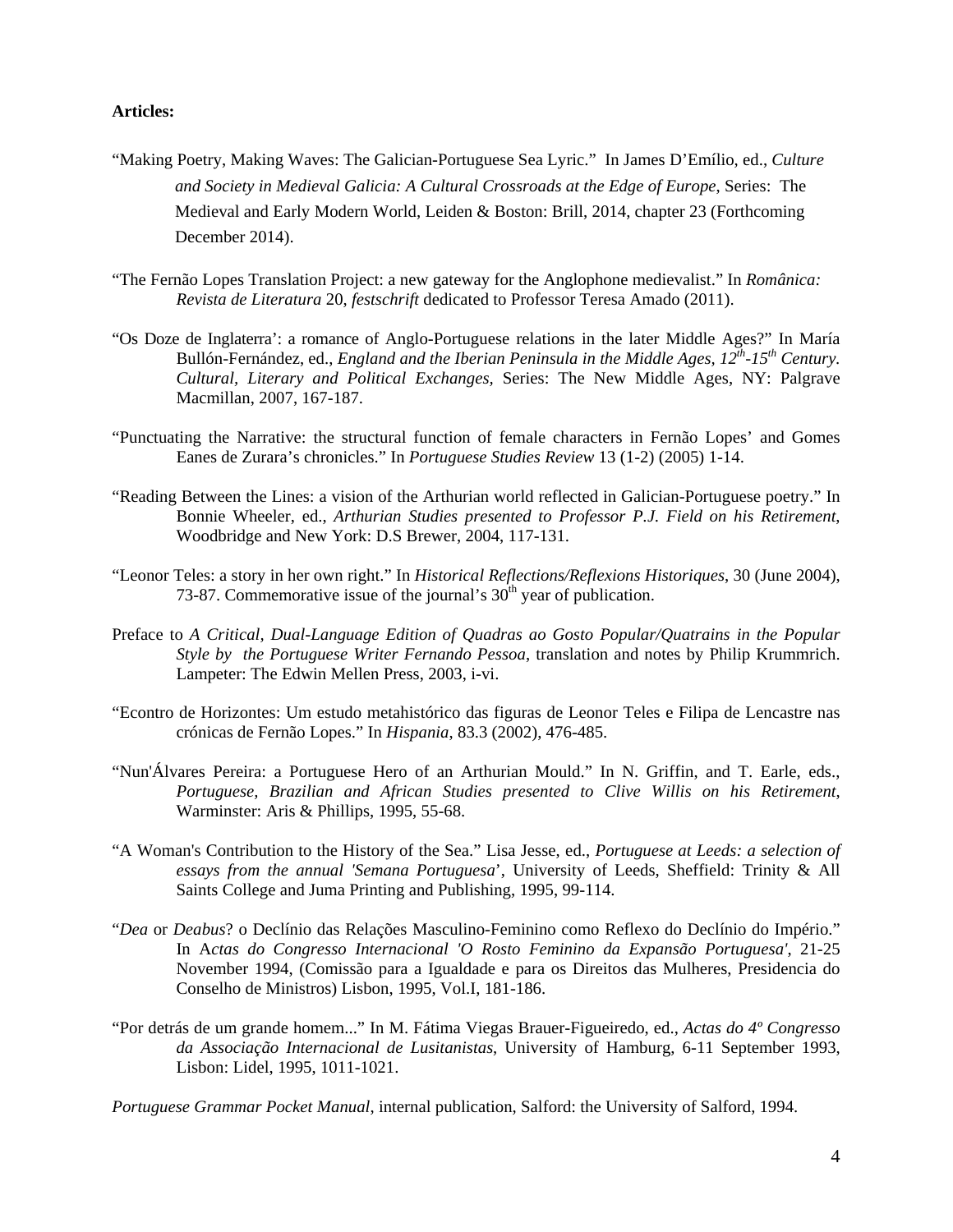**Articles:**

"Making Poetry, Making Waves: The Galician-Portuguese Sea Lyric." In James D'Emílio, ed., *Culture and Society in Medieval Galicia: A Cultural Crossroads at the Edge of Europe*, Series: The Medieval and Early Modern World, Leiden & Boston: Brill, 2014, chapter 23 (Forthcoming December 2014).

"The Fernão Lopes Translation Project: a new gateway for the Anglophone medievalist." In *Românica: Revista de Literatura* 20, *festschrift* dedicated to Professor Teresa Amado (2011).

"Os Doze de Inglaterra': a romance of Anglo-Portuguese relations in the later Middle Ages?" In María Bullón-Fernández, ed., *England and the Iberian Peninsula in the Middle Ages, 12th-15th Century. Cultural, Literary and Political Exchanges,* Series: The New Middle Ages, NY: Palgrave Macmillan, 2007, 167-187.

"Punctuating the Narrative: the structural function of female characters in Fernão Lopes' and Gomes Eanes de Zurara's chronicles." In *Portuguese Studies Review* 13 (1-2) (2005) 1-14.

"Reading Between the Lines: a vision of the Arthurian world reflected in Galician-Portuguese poetry." In Bonnie Wheeler, ed., *Arthurian Studies presented to Professor P.J. Field on his Retirement*, Woodbridge and New York: D.S Brewer, 2004, 117-131.

"Leonor Teles: a story in her own right." In *Historical Reflections/Reflexions Historiques*, 30 (June 2004), 73-87. Commemorative issue of the journal's 30th year of publication.

Preface to *A Critical, Dual-Language Edition of Quadras ao Gosto Popular/Quatrains in the Popular Style by the Portuguese Writer Fernando Pessoa*, translation and notes by Philip Krummrich. Lampeter: The Edwin Mellen Press, 2003, i-vi.

"Econtro de Horizontes: Um estudo metahistórico das figuras de Leonor Teles e Filipa de Lencastre nas crónicas de Fernão Lopes." In *Hispania*, 83.3 (2002), 476-485.

"Nun'Álvares Pereira: a Portuguese Hero of an Arthurian Mould." In N. Griffin, and T. Earle, eds., *Portuguese, Brazilian and African Studies presented to Clive Willis on his Retirement*, Warminster: Aris & Phillips, 1995, 55-68.

"A Woman's Contribution to the History of the Sea." Lisa Jesse, ed., *Portuguese at Leeds: a selection of essays from the annual 'Semana Portuguesa'*, University of Leeds, Sheffield: Trinity & All Saints College and Juma Printing and Publishing, 1995, 99-114.

"*Dea* or *Deabus*? o Declínio das Relações Masculino-Feminino como Reflexo do Declínio do Império." In A*ctas do Congresso Internacional 'O Rosto Feminino da Expansão Portuguesa'*, 21-25 November 1994, (Comissão para a Igualdade e para os Direitos das Mulheres, Presidencia do Conselho de Ministros) Lisbon, 1995, Vol.I, 181-186.

"Por detrás de um grande homem..." In M. Fátima Viegas Brauer-Figueiredo, ed., *Actas do 4º Congresso da Associação Internacional de Lusitanistas*, University of Hamburg, 6-11 September 1993, Lisbon: Lidel, 1995, 1011-1021.

*Portuguese Grammar Pocket Manual*, internal publication, Salford: the University of Salford, 1994.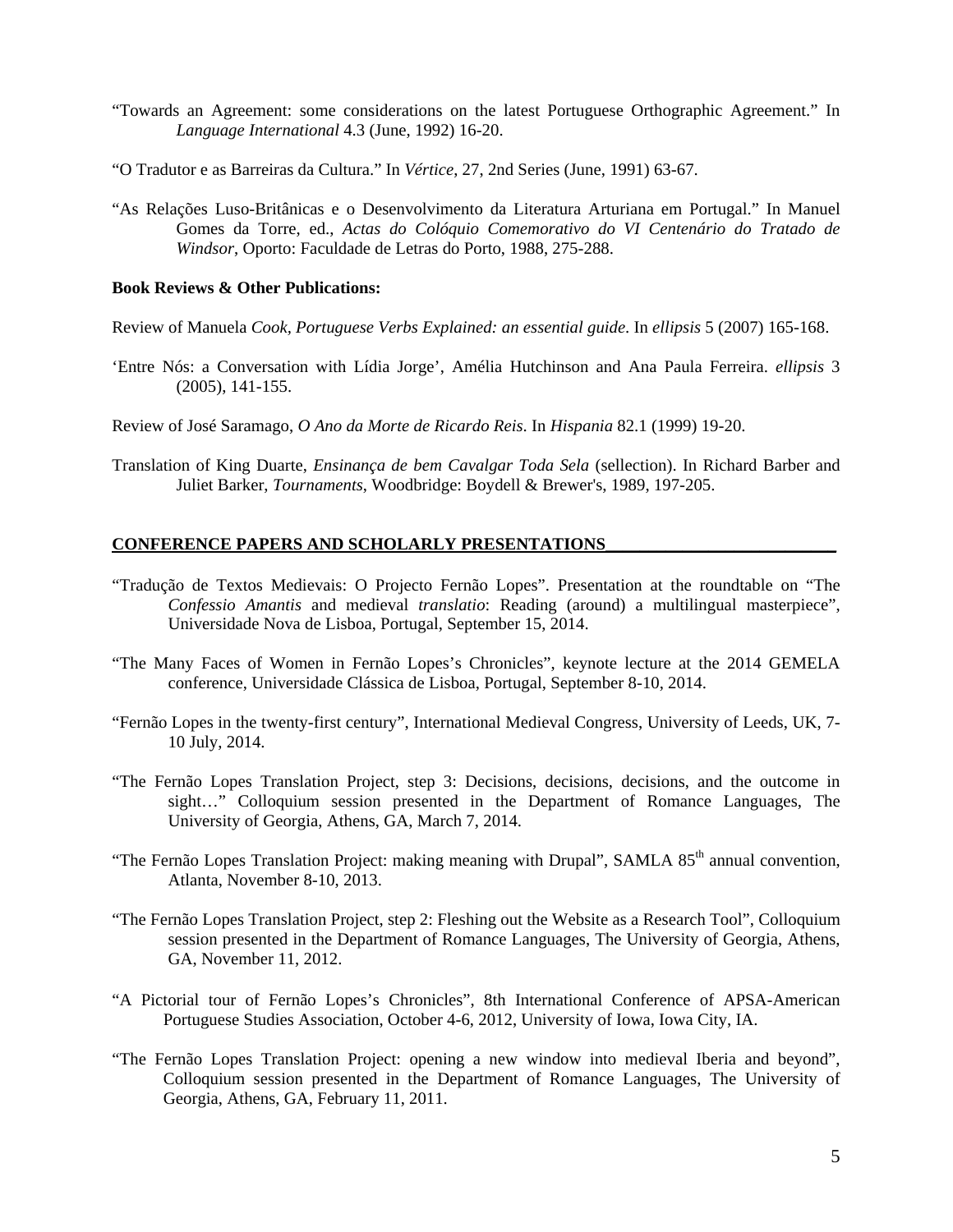"Towards an Agreement: some considerations on the latest Portuguese Orthographic Agreement." In *Language International* 4.3 (June, 1992) 16-20.

"O Tradutor e as Barreiras da Cultura." In *Vértice*, 27, 2nd Series (June, 1991) 63-67.

"As Relações Luso-Britânicas e o Desenvolvimento da Literatura Arturiana em Portugal." In Manuel Gomes da Torre, ed., *Actas do Colóquio Comemorativo do VI Centenário do Tratado de Windsor*, Oporto: Faculdade de Letras do Porto, 1988, 275-288.

**Book Reviews & Other Publications:**

Review of Manuela *Cook*, *Portuguese Verbs Explained: an essential guide*. In *ellipsis* 5 (2007) 165-168.

'Entre Nós: a Conversation with Lídia Jorge', Amélia Hutchinson and Ana Paula Ferreira. *ellipsis* 3 (2005), 141-155.

Review of José Saramago, *O Ano da Morte de Ricardo Reis*. In *Hispania* 82.1 (1999) 19-20.

Translation of King Duarte, *Ensinança de bem Cavalgar Toda Sela* (sellection). In Richard Barber and Juliet Barker, *Tournaments*, Woodbridge: Boydell & Brewer's, 1989, 197-205.

## CONFERENCE PAPERS AND SCHOLARLY PRESENTATIONS

"Tradução de Textos Medievais: O Projecto Fernão Lopes". Presentation at the roundtable on "The *Confessio Amantis* and medieval *translatio*: Reading (around) a multilingual masterpiece", Universidade Nova de Lisboa, Portugal, September 15, 2014.

"The Many Faces of Women in Fernão Lopes's Chronicles", keynote lecture at the 2014 GEMELA conference, Universidade Clássica de Lisboa, Portugal, September 8-10, 2014.

"Fernão Lopes in the twenty-first century", International Medieval Congress, University of Leeds, UK, 7-10 July, 2014.

"The Fernão Lopes Translation Project, step 3: Decisions, decisions, decisions, and the outcome in sight…" Colloquium session presented in the Department of Romance Languages, The University of Georgia, Athens, GA, March 7, 2014.

"The Fernão Lopes Translation Project: making meaning with Drupal", SAMLA 85th annual convention, Atlanta, November 8-10, 2013.

"The Fernão Lopes Translation Project, step 2: Fleshing out the Website as a Research Tool", Colloquium session presented in the Department of Romance Languages, The University of Georgia, Athens, GA, November 11, 2012.

"A Pictorial tour of Fernão Lopes's Chronicles", 8th International Conference of APSA-American Portuguese Studies Association, October 4-6, 2012, University of Iowa, Iowa City, IA.

"The Fernão Lopes Translation Project: opening a new window into medieval Iberia and beyond", Colloquium session presented in the Department of Romance Languages, The University of Georgia, Athens, GA, February 11, 2011.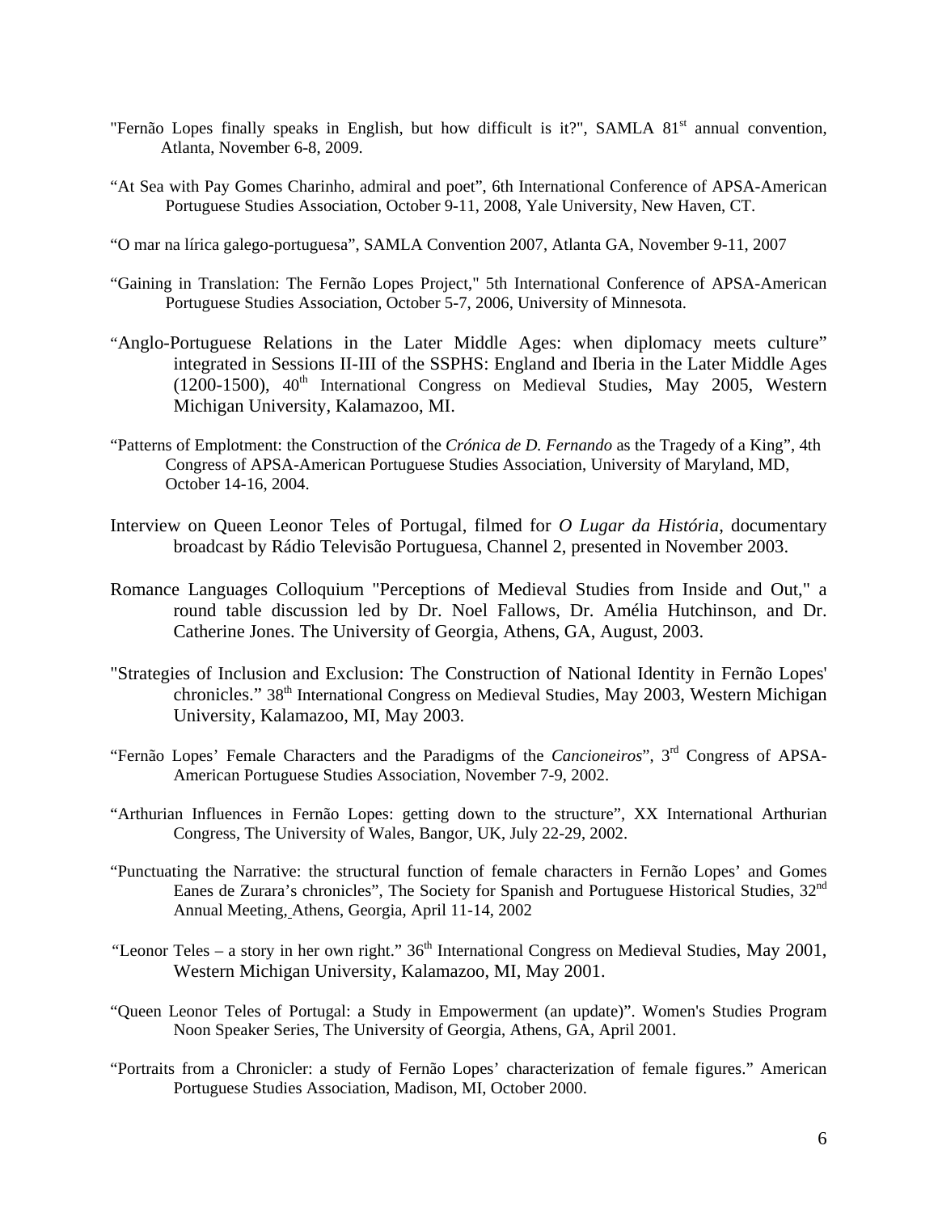"Fernão Lopes finally speaks in English, but how difficult is it?", SAMLA 81st annual convention, Atlanta, November 6-8, 2009.

"At Sea with Pay Gomes Charinho, admiral and poet", 6th International Conference of APSA-American Portuguese Studies Association, October 9-11, 2008, Yale University, New Haven, CT.

"O mar na lírica galego-portuguesa", SAMLA Convention 2007, Atlanta GA, November 9-11, 2007

"Gaining in Translation: The Fernão Lopes Project," 5th International Conference of APSA-American Portuguese Studies Association, October 5-7, 2006, University of Minnesota.

"Anglo-Portuguese Relations in the Later Middle Ages: when diplomacy meets culture" integrated in Sessions II-III of the SSPHS: England and Iberia in the Later Middle Ages (1200-1500), 40th International Congress on Medieval Studies, May 2005, Western Michigan University, Kalamazoo, MI.

"Patterns of Emplotment: the Construction of the *Crónica de D. Fernando* as the Tragedy of a King", 4th Congress of APSA-American Portuguese Studies Association, University of Maryland, MD, October 14-16, 2004.

Interview on Queen Leonor Teles of Portugal, filmed for *O Lugar da História*, documentary broadcast by Rádio Televisão Portuguesa, Channel 2, presented in November 2003.

Romance Languages Colloquium "Perceptions of Medieval Studies from Inside and Out," a round table discussion led by Dr. Noel Fallows, Dr. Amélia Hutchinson, and Dr. Catherine Jones. The University of Georgia, Athens, GA, August, 2003.

"Strategies of Inclusion and Exclusion: The Construction of National Identity in Fernão Lopes' chronicles." 38th International Congress on Medieval Studies, May 2003, Western Michigan University, Kalamazoo, MI, May 2003.

"Fernão Lopes' Female Characters and the Paradigms of the *Cancioneiros*", 3rd Congress of APSA-American Portuguese Studies Association, November 7-9, 2002.

"Arthurian Influences in Fernão Lopes: getting down to the structure", XX International Arthurian Congress, The University of Wales, Bangor, UK, July 22-29, 2002.

"Punctuating the Narrative: the structural function of female characters in Fernão Lopes' and Gomes Eanes de Zurara's chronicles", The Society for Spanish and Portuguese Historical Studies, 32nd Annual Meeting, Athens, Georgia, April 11-14, 2002

"Leonor Teles – a story in her own right." 36th International Congress on Medieval Studies, May 2001, Western Michigan University, Kalamazoo, MI, May 2001.

"Queen Leonor Teles of Portugal: a Study in Empowerment (an update)". Women's Studies Program Noon Speaker Series, The University of Georgia, Athens, GA, April 2001.

"Portraits from a Chronicler: a study of Fernão Lopes' characterization of female figures." American Portuguese Studies Association, Madison, MI, October 2000.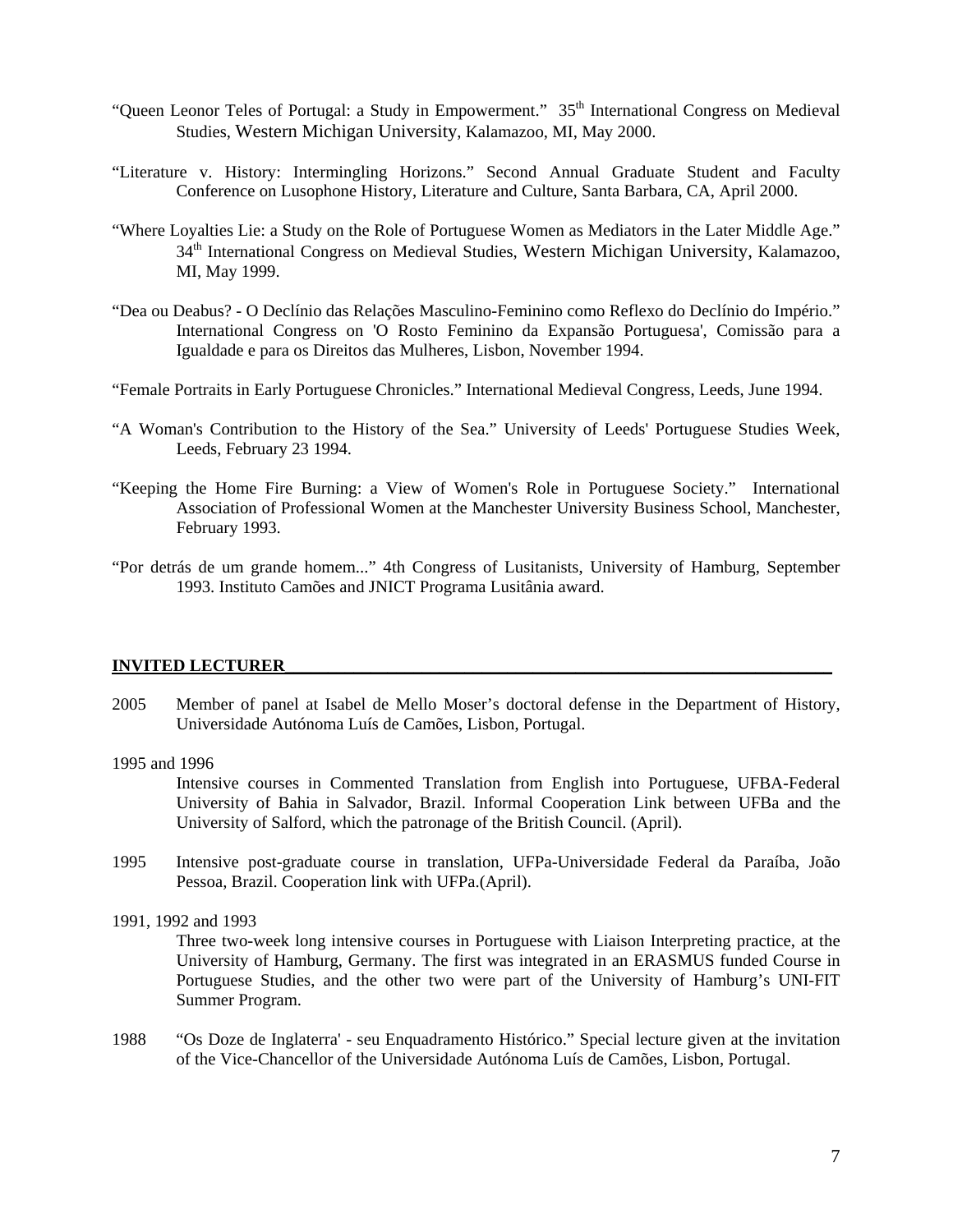“Queen Leonor Teles of Portugal: a Study in Empowerment.” 35th International Congress on Medieval Studies, Western Michigan University, Kalamazoo, MI, May 2000.

“Literature v. History: Intermingling Horizons.” Second Annual Graduate Student and Faculty Conference on Lusophone History, Literature and Culture, Santa Barbara, CA, April 2000.

“Where Loyalties Lie: a Study on the Role of Portuguese Women as Mediators in the Later Middle Age.” 34th International Congress on Medieval Studies, Western Michigan University, Kalamazoo, MI, May 1999.

“Dea ou Deabus? - O Declínio das Relações Masculino-Feminino como Reflexo do Declínio do Império.” International Congress on 'O Rosto Feminino da Expansão Portuguesa', Comissão para a Igualdade e para os Direitos das Mulheres, Lisbon, November 1994.

“Female Portraits in Early Portuguese Chronicles.” International Medieval Congress, Leeds, June 1994.

“A Woman's Contribution to the History of the Sea.” University of Leeds' Portuguese Studies Week, Leeds, February 23 1994.

“Keeping the Home Fire Burning: a View of Women's Role in Portuguese Society.” International Association of Professional Women at the Manchester University Business School, Manchester, February 1993.

“Por detrás de um grande homem...” 4th Congress of Lusitanists, University of Hamburg, September 1993. Instituto Camões and JNICT Programa Lusitânia award.

**INVITED LECTURER**

2005 Member of panel at Isabel de Mello Moser’s doctoral defense in the Department of History, Universidade Autónoma Luís de Camões, Lisbon, Portugal.

1995 and 1996
Intensive courses in Commented Translation from English into Portuguese, UFBA-Federal University of Bahia in Salvador, Brazil. Informal Cooperation Link between UFBa and the University of Salford, which the patronage of the British Council. (April).

1995 Intensive post-graduate course in translation, UFPa-Universidade Federal da Paraíba, João Pessoa, Brazil. Cooperation link with UFPa.(April).

1991, 1992 and 1993
Three two-week long intensive courses in Portuguese with Liaison Interpreting practice, at the University of Hamburg, Germany. The first was integrated in an ERASMUS funded Course in Portuguese Studies, and the other two were part of the University of Hamburg’s UNI-FIT Summer Program.

1988 “Os Doze de Inglaterra' - seu Enquadramento Histórico.” Special lecture given at the invitation of the Vice-Chancellor of the Universidade Autónoma Luís de Camões, Lisbon, Portugal.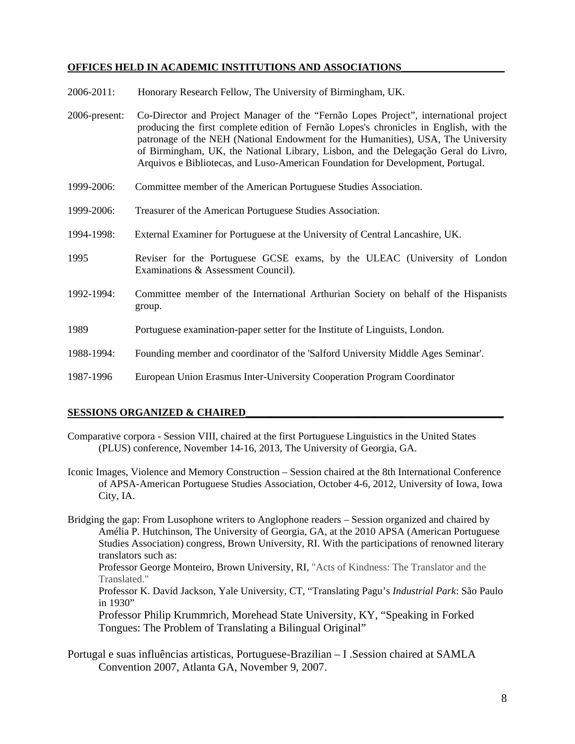## OFFICES HELD IN ACADEMIC INSTITUTIONS AND ASSOCIATIONS

2006-2011: Honorary Research Fellow, The University of Birmingham, UK.

2006-present: Co-Director and Project Manager of the "Fernão Lopes Project", international project producing the first complete edition of Fernão Lopes's chronicles in English, with the patronage of the NEH (National Endowment for the Humanities), USA, The University of Birmingham, UK, the National Library, Lisbon, and the Delegação Geral do Livro, Arquivos e Bibliotecas, and Luso-American Foundation for Development, Portugal.

1999-2006: Committee member of the American Portuguese Studies Association.

1999-2006: Treasurer of the American Portuguese Studies Association.

1994-1998: External Examiner for Portuguese at the University of Central Lancashire, UK.

1995 Reviser for the Portuguese GCSE exams, by the ULEAC (University of London Examinations & Assessment Council).

1992-1994: Committee member of the International Arthurian Society on behalf of the Hispanists group.

1989 Portuguese examination-paper setter for the Institute of Linguists, London.

1988-1994: Founding member and coordinator of the 'Salford University Middle Ages Seminar'.

1987-1996 European Union Erasmus Inter-University Cooperation Program Coordinator

## SESSIONS ORGANIZED & CHAIRED

Comparative corpora - Session VIII, chaired at the first Portuguese Linguistics in the United States (PLUS) conference, November 14-16, 2013, The University of Georgia, GA.

Iconic Images, Violence and Memory Construction – Session chaired at the 8th International Conference of APSA-American Portuguese Studies Association, October 4-6, 2012, University of Iowa, Iowa City, IA.

Bridging the gap: From Lusophone writers to Anglophone readers – Session organized and chaired by Amélia P. Hutchinson, The University of Georgia, GA, at the 2010 APSA (American Portuguese Studies Association) congress, Brown University, RI. With the participations of renowned literary translators such as:
Professor George Monteiro, Brown University, RI, "Acts of Kindness: The Translator and the Translated."
Professor K. David Jackson, Yale University, CT, "Translating Pagu's *Industrial Park*: São Paulo in 1930"
Professor Philip Krummrich, Morehead State University, KY, "Speaking in Forked Tongues: The Problem of Translating a Bilingual Original"

Portugal e suas influências artisticas, Portuguese-Brazilian – I .Session chaired at SAMLA Convention 2007, Atlanta GA, November 9, 2007.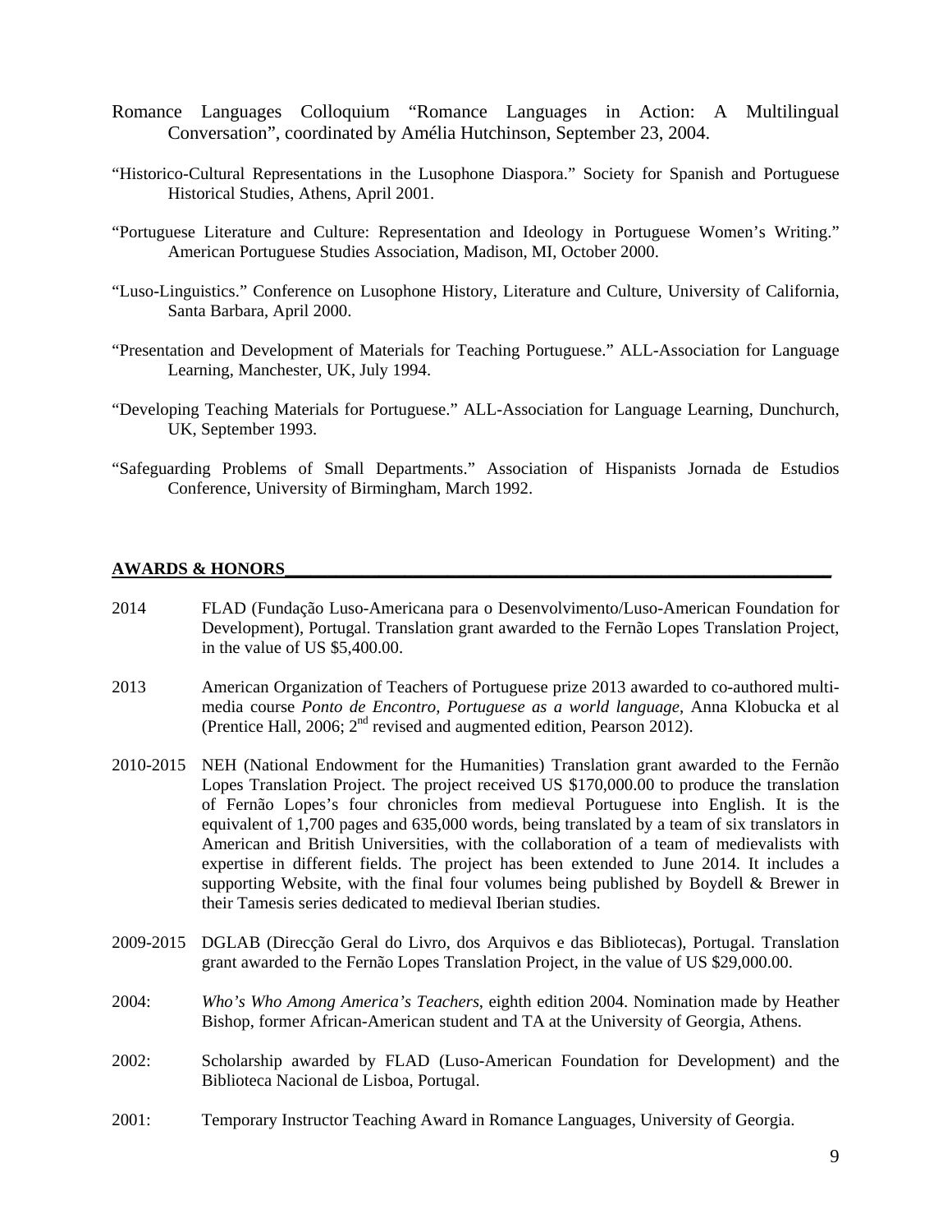Romance Languages Colloquium "Romance Languages in Action: A Multilingual Conversation", coordinated by Amélia Hutchinson, September 23, 2004.

"Historico-Cultural Representations in the Lusophone Diaspora." Society for Spanish and Portuguese Historical Studies, Athens, April 2001.

"Portuguese Literature and Culture: Representation and Ideology in Portuguese Women's Writing." American Portuguese Studies Association, Madison, MI, October 2000.

"Luso-Linguistics." Conference on Lusophone History, Literature and Culture, University of California, Santa Barbara, April 2000.

"Presentation and Development of Materials for Teaching Portuguese." ALL-Association for Language Learning, Manchester, UK, July 1994.

"Developing Teaching Materials for Portuguese." ALL-Association for Language Learning, Dunchurch, UK, September 1993.

"Safeguarding Problems of Small Departments." Association of Hispanists Jornada de Estudios Conference, University of Birmingham, March 1992.

## AWARDS & HONORS

2014 FLAD (Fundação Luso-Americana para o Desenvolvimento/Luso-American Foundation for Development), Portugal. Translation grant awarded to the Fernão Lopes Translation Project, in the value of US $5,400.00.

2013 American Organization of Teachers of Portuguese prize 2013 awarded to co-authored multi-media course *Ponto de Encontro, Portuguese as a world language*, Anna Klobucka et al (Prentice Hall, 2006; 2nd revised and augmented edition, Pearson 2012).

2010-2015 NEH (National Endowment for the Humanities) Translation grant awarded to the Fernão Lopes Translation Project. The project received US $170,000.00 to produce the translation of Fernão Lopes's four chronicles from medieval Portuguese into English. It is the equivalent of 1,700 pages and 635,000 words, being translated by a team of six translators in American and British Universities, with the collaboration of a team of medievalists with expertise in different fields. The project has been extended to June 2014. It includes a supporting Website, with the final four volumes being published by Boydell & Brewer in their Tamesis series dedicated to medieval Iberian studies.

2009-2015 DGLAB (Direcção Geral do Livro, dos Arquivos e das Bibliotecas), Portugal. Translation grant awarded to the Fernão Lopes Translation Project, in the value of US $29,000.00.

2004: *Who's Who Among America's Teachers*, eighth edition 2004. Nomination made by Heather Bishop, former African-American student and TA at the University of Georgia, Athens.

2002: Scholarship awarded by FLAD (Luso-American Foundation for Development) and the Biblioteca Nacional de Lisboa, Portugal.

2001: Temporary Instructor Teaching Award in Romance Languages, University of Georgia.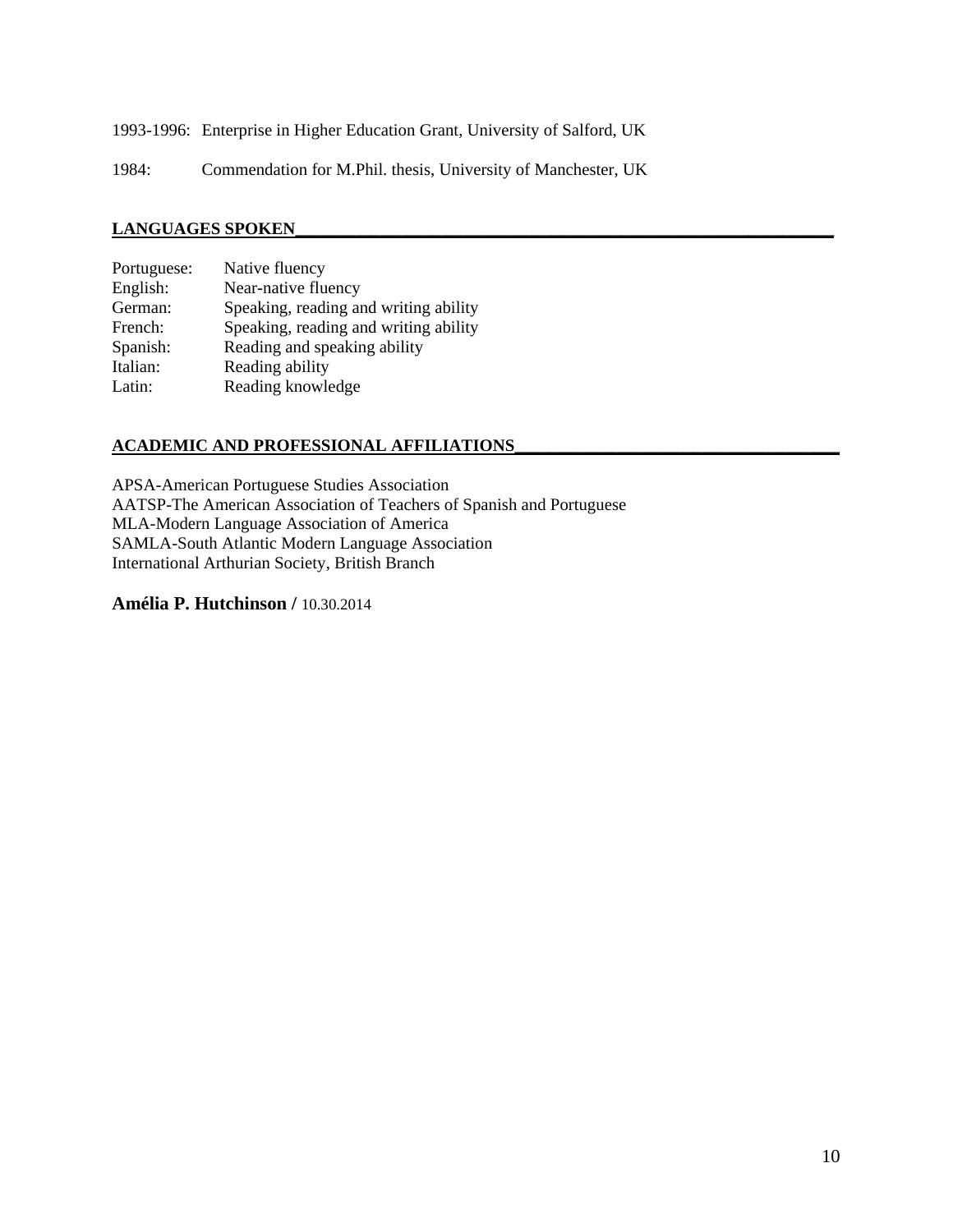1993-1996: Enterprise in Higher Education Grant, University of Salford, UK

1984: Commendation for M.Phil. thesis, University of Manchester, UK

## LANGUAGES SPOKEN

| | |
|---|---|
| Portuguese: | Native fluency |
| English: | Near-native fluency |
| German: | Speaking, reading and writing ability |
| French: | Speaking, reading and writing ability |
| Spanish: | Reading and speaking ability |
| Italian: | Reading ability |
| Latin: | Reading knowledge |

## ACADEMIC AND PROFESSIONAL AFFILIATIONS

APSA-American Portuguese Studies Association
AATSP-The American Association of Teachers of Spanish and Portuguese
MLA-Modern Language Association of America
SAMLA-South Atlantic Modern Language Association
International Arthurian Society, British Branch

**Amélia P. Hutchinson /** 10.30.2014